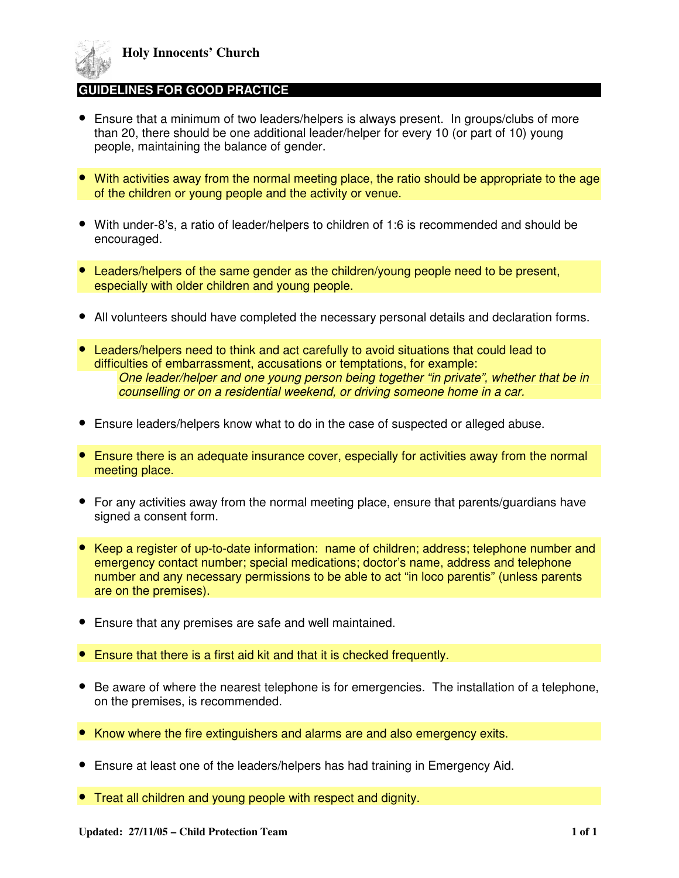**Holy Innocents' Church**

## GUIDELINES FOR GOOD PRACTICE

- Ensure that a minimum of two leaders/helpers is always present. In groups/clubs of more than 20, there should be one additional leader/helper for every 10 (or part of 10) young people, maintaining the balance of gender.
- With activities away from the normal meeting place, the ratio should be appropriate to the age of the children or young people and the activity or venue.
- With under-8's, a ratio of leader/helpers to children of 1:6 is recommended and should be encouraged.
- Leaders/helpers of the same gender as the children/young people need to be present, especially with older children and young people.
- All volunteers should have completed the necessary personal details and declaration forms.
- Leaders/helpers need to think and act carefully to avoid situations that could lead to difficulties of embarrassment, accusations or temptations, for example:
  *One leader/helper and one young person being together "in private", whether that be in counselling or on a residential weekend, or driving someone home in a car.*
- Ensure leaders/helpers know what to do in the case of suspected or alleged abuse.
- Ensure there is an adequate insurance cover, especially for activities away from the normal meeting place.
- For any activities away from the normal meeting place, ensure that parents/guardians have signed a consent form.
- Keep a register of up-to-date information: name of children; address; telephone number and emergency contact number; special medications; doctor's name, address and telephone number and any necessary permissions to be able to act "in loco parentis" (unless parents are on the premises).
- Ensure that any premises are safe and well maintained.
- Ensure that there is a first aid kit and that it is checked frequently.
- Be aware of where the nearest telephone is for emergencies. The installation of a telephone, on the premises, is recommended.
- Know where the fire extinguishers and alarms are and also emergency exits.
- Ensure at least one of the leaders/helpers has had training in Emergency Aid.
- Treat all children and young people with respect and dignity.

**Updated: 27/11/05 – Child Protection Team**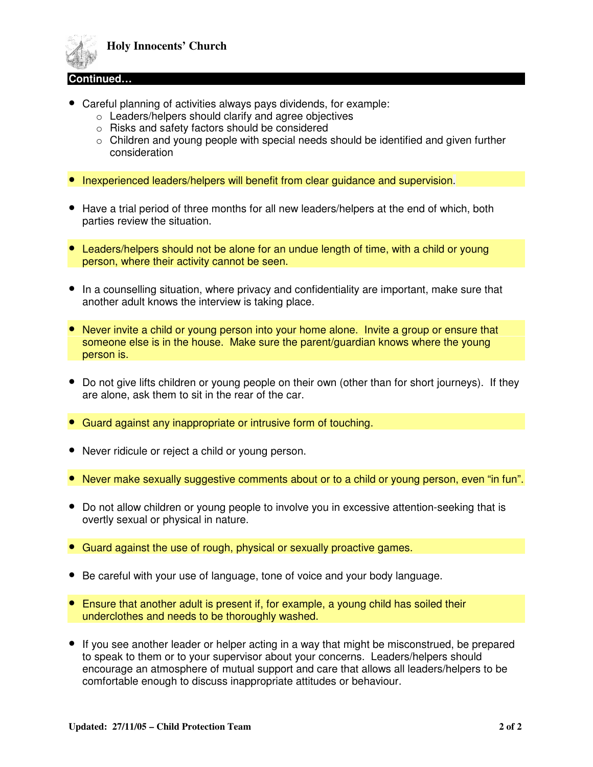**Continued…**

- Careful planning of activities always pays dividends, for example:
    - Leaders/helpers should clarify and agree objectives
    - Risks and safety factors should be considered
    - Children and young people with special needs should be identified and given further consideration

- Inexperienced leaders/helpers will benefit from clear guidance and supervision.

- Have a trial period of three months for all new leaders/helpers at the end of which, both parties review the situation.

- Leaders/helpers should not be alone for an undue length of time, with a child or young person, where their activity cannot be seen.

- In a counselling situation, where privacy and confidentiality are important, make sure that another adult knows the interview is taking place.

- Never invite a child or young person into your home alone. Invite a group or ensure that someone else is in the house. Make sure the parent/guardian knows where the young person is.

- Do not give lifts children or young people on their own (other than for short journeys). If they are alone, ask them to sit in the rear of the car.

- Guard against any inappropriate or intrusive form of touching.

- Never ridicule or reject a child or young person.

- Never make sexually suggestive comments about or to a child or young person, even "in fun".

- Do not allow children or young people to involve you in excessive attention-seeking that is overtly sexual or physical in nature.

- Guard against the use of rough, physical or sexually proactive games.

- Be careful with your use of language, tone of voice and your body language.

- Ensure that another adult is present if, for example, a young child has soiled their underclothes and needs to be thoroughly washed.

- If you see another leader or helper acting in a way that might be misconstrued, be prepared to speak to them or to your supervisor about your concerns. Leaders/helpers should encourage an atmosphere of mutual support and care that allows all leaders/helpers to be comfortable enough to discuss inappropriate attitudes or behaviour.

**Updated: 27/11/05 – Child Protection Team**